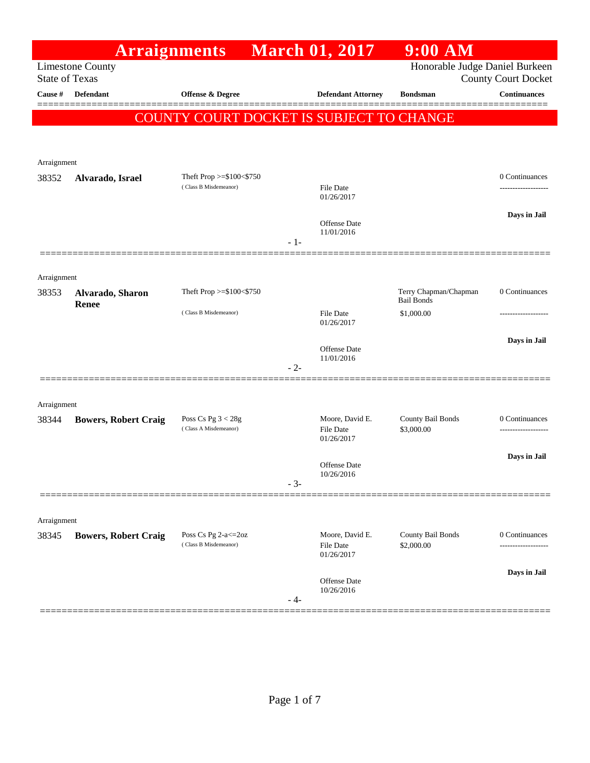# Arraignments March 01, 2017 9:00 AM

Limestone County
State of Texas

Honorable Judge Daniel Burkeen
County Court Docket

**COUNTY COURT DOCKET IS SUBJECT TO CHANGE**

| Cause # | Defendant | Offense & Degree | Defendant Attorney | Bondsman | Continuances |
|---|---|---|---|---|---|
| Arraignment | | | | | |
| 38352 | **Alvarado, Israel** | Theft Prop >=$100<$750 (Class B Misdemeanor) | File Date 01/26/2017; Offense Date 11/01/2016 | | 0 Continuances; **Days in Jail** |
| Arraignment | | | | | |
| 38353 | **Alvarado, Sharon Renee** | Theft Prop >=$100<$750 (Class B Misdemeanor) | File Date 01/26/2017; Offense Date 11/01/2016 | Terry Chapman/Chapman Bail Bonds $1,000.00 | 0 Continuances; **Days in Jail** |
| Arraignment | | | | | |
| 38344 | **Bowers, Robert Craig** | Poss Cs Pg 3 < 28g (Class A Misdemeanor) | Moore, David E.; File Date 01/26/2017; Offense Date 10/26/2016 | County Bail Bonds $3,000.00 | 0 Continuances; **Days in Jail** |
| Arraignment | | | | | |
| 38345 | **Bowers, Robert Craig** | Poss Cs Pg 2-a<=2oz (Class B Misdemeanor) | Moore, David E.; File Date 01/26/2017; Offense Date 10/26/2016 | County Bail Bonds $2,000.00 | 0 Continuances; **Days in Jail** |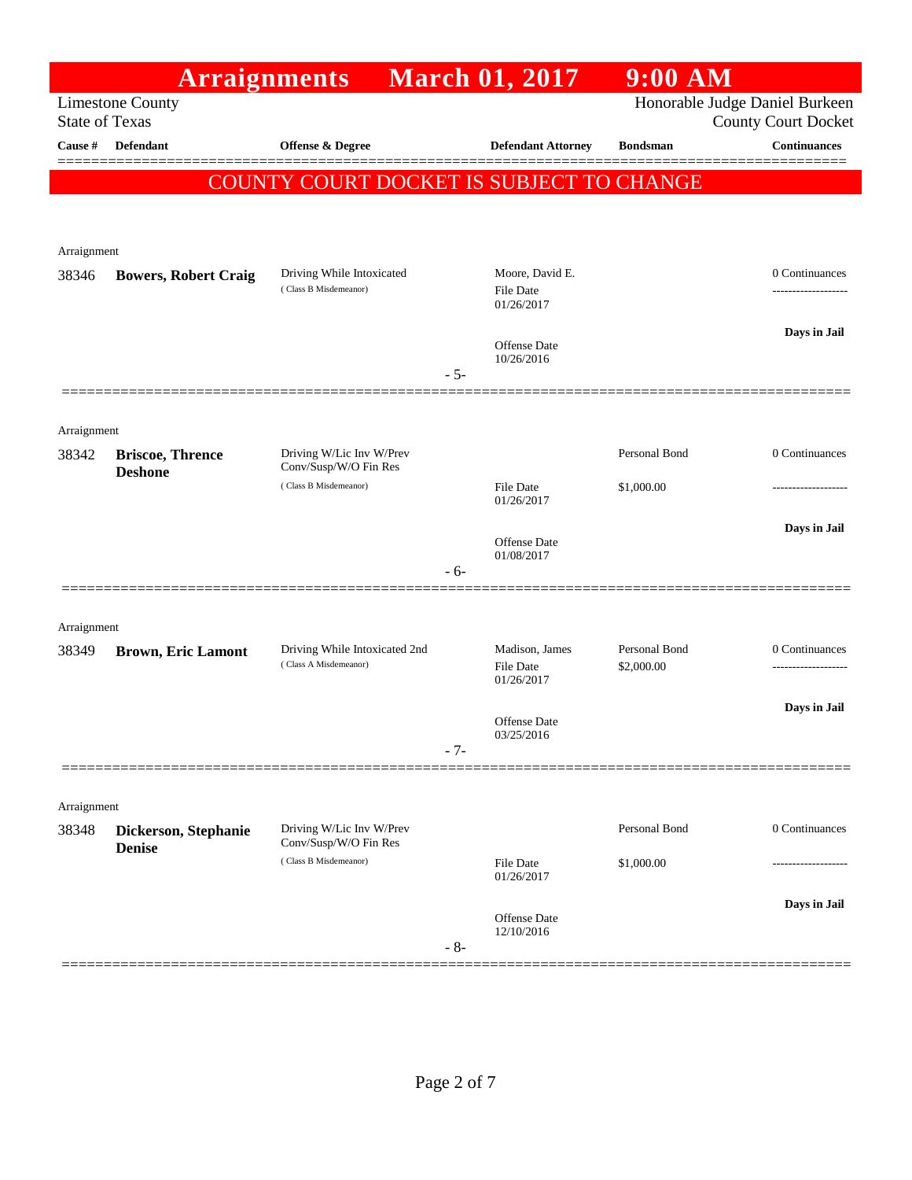# Arraignments March 01, 2017 9:00 AM

Limestone County
State of Texas

Honorable Judge Daniel Burkeen
County Court Docket

**COUNTY COURT DOCKET IS SUBJECT TO CHANGE**

| Cause # | Defendant | Offense & Degree | Defendant Attorney | Bondsman | Continuances |
|---|---|---|---|---|---|
| Arraignment | | | | | |
| 38346 | **Bowers, Robert Craig** | Driving While Intoxicated (Class B Misdemeanor) | Moore, David E.<br>File Date 01/26/2017<br>Offense Date 10/26/2016 | | 0 Continuances<br>**Days in Jail** |
| | | - 5- | | | |
| Arraignment | | | | | |
| 38342 | **Briscoe, Thrence Deshone** | Driving W/Lic Inv W/Prev Conv/Susp/W/O Fin Res (Class B Misdemeanor) | File Date 01/26/2017<br>Offense Date 01/08/2017 | Personal Bond<br>$1,000.00 | 0 Continuances<br>**Days in Jail** |
| | | - 6- | | | |
| Arraignment | | | | | |
| 38349 | **Brown, Eric Lamont** | Driving While Intoxicated 2nd (Class A Misdemeanor) | Madison, James<br>File Date 01/26/2017<br>Offense Date 03/25/2016 | Personal Bond<br>$2,000.00 | 0 Continuances<br>**Days in Jail** |
| | | - 7- | | | |
| Arraignment | | | | | |
| 38348 | **Dickerson, Stephanie Denise** | Driving W/Lic Inv W/Prev Conv/Susp/W/O Fin Res (Class B Misdemeanor) | File Date 01/26/2017<br>Offense Date 12/10/2016 | Personal Bond<br>$1,000.00 | 0 Continuances<br>**Days in Jail** |
| | | - 8- | | | |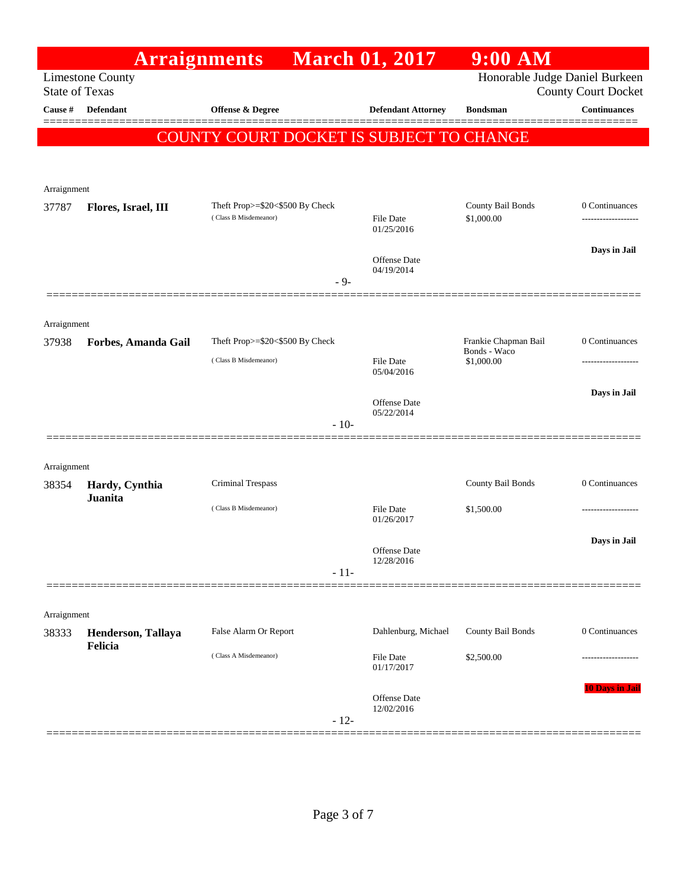# Arraignments March 01, 2017 9:00 AM

Limestone County
State of Texas

Honorable Judge Daniel Burkeen
County Court Docket

| Cause # | Defendant | Offense & Degree | Defendant Attorney | Bondsman | Continuances |
|---|---|---|---|---|---|

**COUNTY COURT DOCKET IS SUBJECT TO CHANGE**

Arraignment

| Cause # | Defendant | Offense & Degree | Defendant Attorney | Bondsman | Continuances |
|---|---|---|---|---|---|
| 37787 | **Flores, Israel, III** | Theft Prop>=$20<$500 By Check<br>( Class B Misdemeanor) | File Date 01/25/2016<br>Offense Date 04/19/2014 | County Bail Bonds<br>$1,000.00 | 0 Continuances<br>-------------------<br>**Days in Jail** |

- 9-

Arraignment

| Cause # | Defendant | Offense & Degree | Defendant Attorney | Bondsman | Continuances |
|---|---|---|---|---|---|
| 37938 | **Forbes, Amanda Gail** | Theft Prop>=$20<$500 By Check<br>( Class B Misdemeanor) | File Date 05/04/2016<br>Offense Date 05/22/2014 | Frankie Chapman Bail Bonds - Waco<br>$1,000.00 | 0 Continuances<br>-------------------<br>**Days in Jail** |

- 10-

Arraignment

| Cause # | Defendant | Offense & Degree | Defendant Attorney | Bondsman | Continuances |
|---|---|---|---|---|---|
| 38354 | **Hardy, Cynthia Juanita** | Criminal Trespass<br>( Class B Misdemeanor) | File Date 01/26/2017<br>Offense Date 12/28/2016 | County Bail Bonds<br>$1,500.00 | 0 Continuances<br>-------------------<br>**Days in Jail** |

- 11-

Arraignment

| Cause # | Defendant | Offense & Degree | Defendant Attorney | Bondsman | Continuances |
|---|---|---|---|---|---|
| 38333 | **Henderson, Tallaya Felicia** | False Alarm Or Report<br>( Class A Misdemeanor) | Dahlenburg, Michael<br>File Date 01/17/2017<br>Offense Date 12/02/2016 | County Bail Bonds<br>$2,500.00 | 0 Continuances<br>-------------------<br>**10 Days in Jail** |

- 12-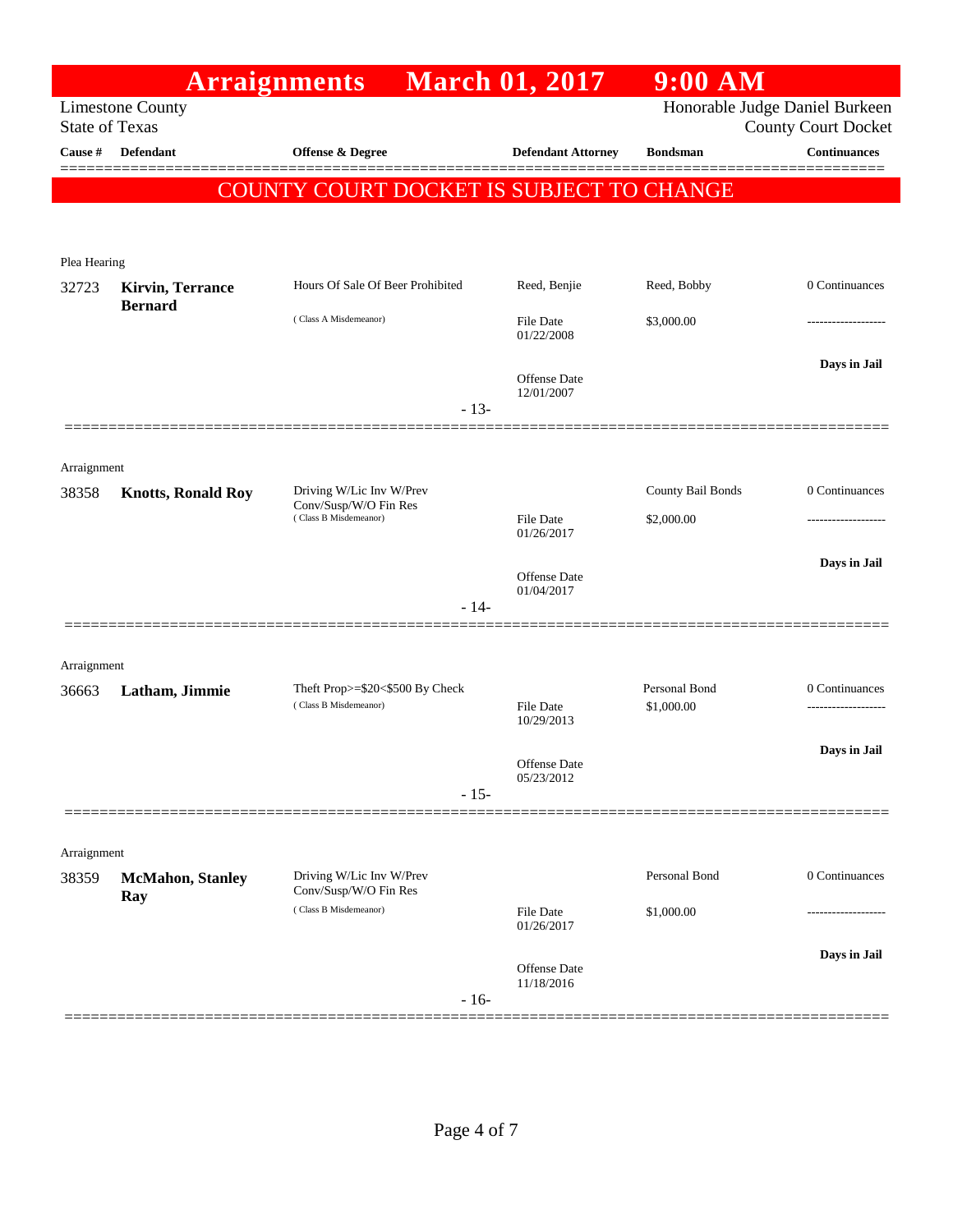# Arraignments March 01, 2017 9:00 AM

Limestone County
State of Texas

Honorable Judge Daniel Burkeen
County Court Docket

**COUNTY COURT DOCKET IS SUBJECT TO CHANGE**

| Cause # | Defendant | Offense & Degree | Defendant Attorney | Bondsman | Continuances |
|---|---|---|---|---|---|
| Plea Hearing | | | | | |
| 32723 | **Kirvin, Terrance Bernard** | Hours Of Sale Of Beer Prohibited (Class A Misdemeanor) | Reed, Benjie<br>File Date 01/22/2008<br>Offense Date 12/01/2007 | Reed, Bobby<br>$3,000.00 | 0 Continuances<br>-------------------<br>**Days in Jail** |
| | | | - 13- | | |
| Arraignment | | | | | |
| 38358 | **Knotts, Ronald Roy** | Driving W/Lic Inv W/Prev Conv/Susp/W/O Fin Res (Class B Misdemeanor) | File Date 01/26/2017<br>Offense Date 01/04/2017 | County Bail Bonds<br>$2,000.00 | 0 Continuances<br>-------------------<br>**Days in Jail** |
| | | | - 14- | | |
| Arraignment | | | | | |
| 36663 | **Latham, Jimmie** | Theft Prop>=$20<$500 By Check (Class B Misdemeanor) | File Date 10/29/2013<br>Offense Date 05/23/2012 | Personal Bond<br>$1,000.00 | 0 Continuances<br>-------------------<br>**Days in Jail** |
| | | | - 15- | | |
| Arraignment | | | | | |
| 38359 | **McMahon, Stanley Ray** | Driving W/Lic Inv W/Prev Conv/Susp/W/O Fin Res (Class B Misdemeanor) | File Date 01/26/2017<br>Offense Date 11/18/2016 | Personal Bond<br>$1,000.00 | 0 Continuances<br>-------------------<br>**Days in Jail** |
| | | | - 16- | | |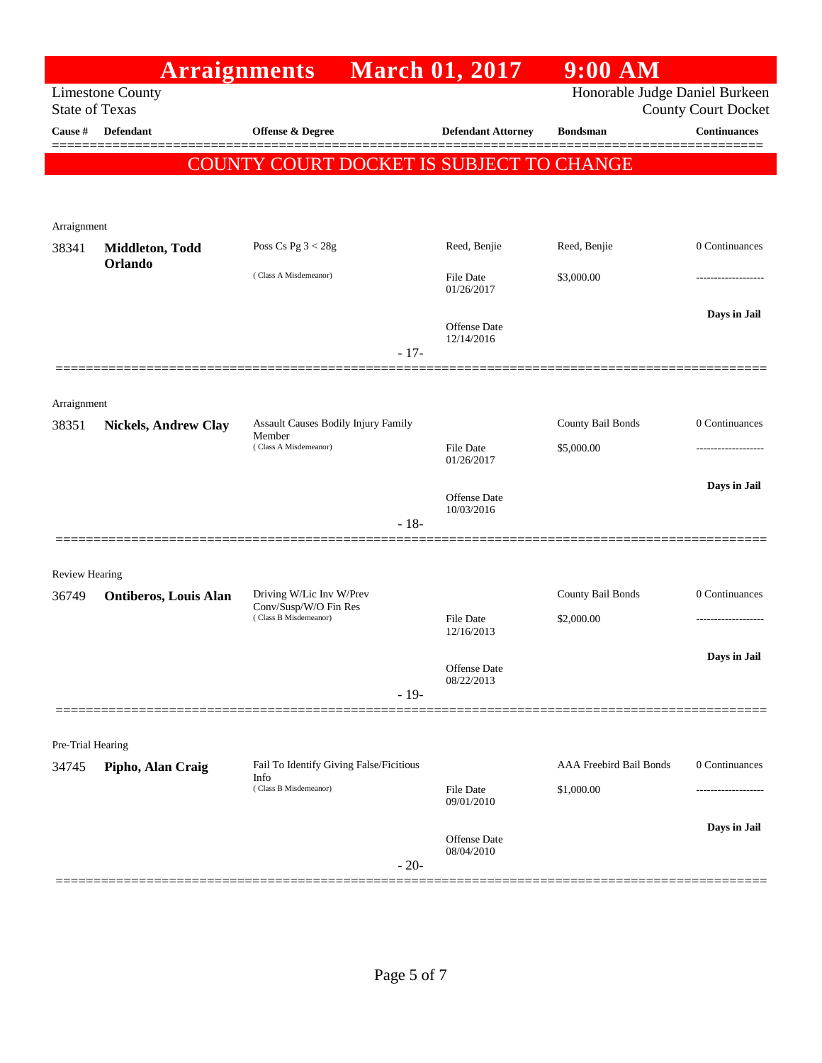# Arraignments March 01, 2017 9:00 AM

Limestone County
State of Texas

Honorable Judge Daniel Burkeen
County Court Docket

**COUNTY COURT DOCKET IS SUBJECT TO CHANGE**

| Cause # | Defendant | Offense & Degree | Defendant Attorney | Bondsman | Continuances |
|---|---|---|---|---|---|
| Arraignment | | | | | |
| 38341 | **Middleton, Todd Orlando** | Poss Cs Pg 3 < 28g (Class A Misdemeanor) | Reed, Benjie | Reed, Benjie | 0 Continuances |
| | | | File Date 01/26/2017 | $3,000.00 | ------------------- |
| | | | Offense Date 12/14/2016 | | **Days in Jail** |
| | | - 17- | | | |
| Arraignment | | | | | |
| 38351 | **Nickels, Andrew Clay** | Assault Causes Bodily Injury Family Member (Class A Misdemeanor) | | County Bail Bonds | 0 Continuances |
| | | | File Date 01/26/2017 | $5,000.00 | ------------------- |
| | | | Offense Date 10/03/2016 | | **Days in Jail** |
| | | - 18- | | | |
| Review Hearing | | | | | |
| 36749 | **Ontiberos, Louis Alan** | Driving W/Lic Inv W/Prev Conv/Susp/W/O Fin Res (Class B Misdemeanor) | | County Bail Bonds | 0 Continuances |
| | | | File Date 12/16/2013 | $2,000.00 | ------------------- |
| | | | Offense Date 08/22/2013 | | **Days in Jail** |
| | | - 19- | | | |
| Pre-Trial Hearing | | | | | |
| 34745 | **Pipho, Alan Craig** | Fail To Identify Giving False/Ficitious Info (Class B Misdemeanor) | | AAA Freebird Bail Bonds | 0 Continuances |
| | | | File Date 09/01/2010 | $1,000.00 | ------------------- |
| | | | Offense Date 08/04/2010 | | **Days in Jail** |
| | | - 20- | | | |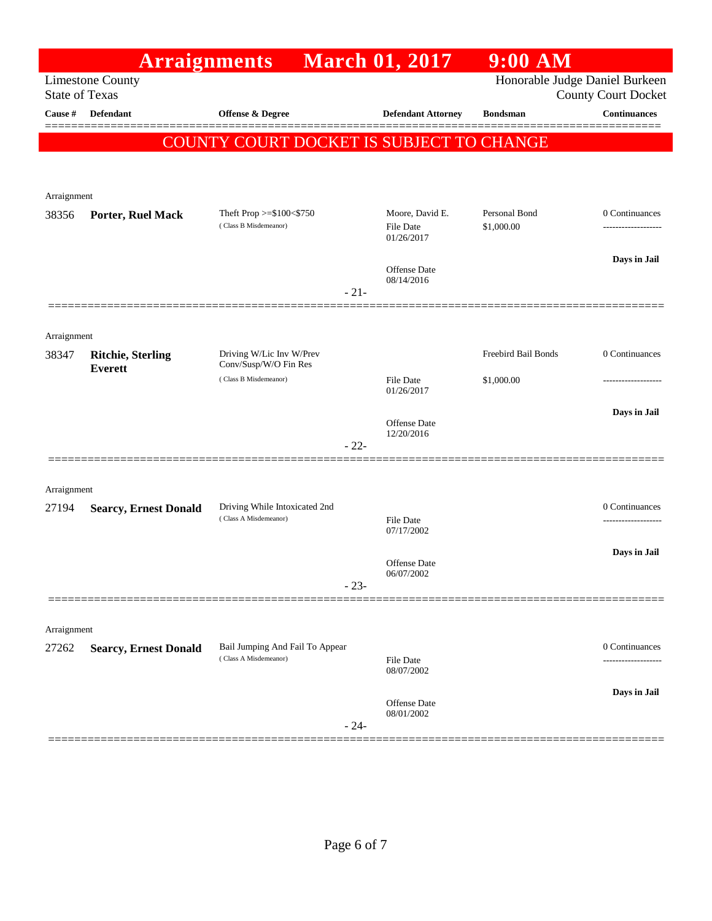# Arraignments March 01, 2017 9:00 AM

Limestone County
State of Texas

Honorable Judge Daniel Burkeen
County Court Docket

| Cause # | Defendant | Offense & Degree | Defendant Attorney | Bondsman | Continuances |
|---|---|---|---|---|---|

## COUNTY COURT DOCKET IS SUBJECT TO CHANGE

Arraignment

| Cause # | Defendant | Offense & Degree | Defendant Attorney | Bondsman | Continuances |
|---|---|---|---|---|---|
| 38356 | **Porter, Ruel Mack** | Theft Prop >=$100<$750 (Class B Misdemeanor) | Moore, David E. File Date 01/26/2017 Offense Date 08/14/2016 | Personal Bond $1,000.00 | 0 Continuances ------------------- Days in Jail |

- 21-

Arraignment

| Cause # | Defendant | Offense & Degree | Defendant Attorney | Bondsman | Continuances |
|---|---|---|---|---|---|
| 38347 | **Ritchie, Sterling Everett** | Driving W/Lic Inv W/Prev Conv/Susp/W/O Fin Res (Class B Misdemeanor) | File Date 01/26/2017 Offense Date 12/20/2016 | Freebird Bail Bonds $1,000.00 | 0 Continuances ------------------- Days in Jail |

- 22-

Arraignment

| Cause # | Defendant | Offense & Degree | Defendant Attorney | Bondsman | Continuances |
|---|---|---|---|---|---|
| 27194 | **Searcy, Ernest Donald** | Driving While Intoxicated 2nd (Class A Misdemeanor) | File Date 07/17/2002 Offense Date 06/07/2002 | | 0 Continuances ------------------- Days in Jail |

- 23-

Arraignment

| Cause # | Defendant | Offense & Degree | Defendant Attorney | Bondsman | Continuances |
|---|---|---|---|---|---|
| 27262 | **Searcy, Ernest Donald** | Bail Jumping And Fail To Appear (Class A Misdemeanor) | File Date 08/07/2002 Offense Date 08/01/2002 | | 0 Continuances ------------------- Days in Jail |

- 24-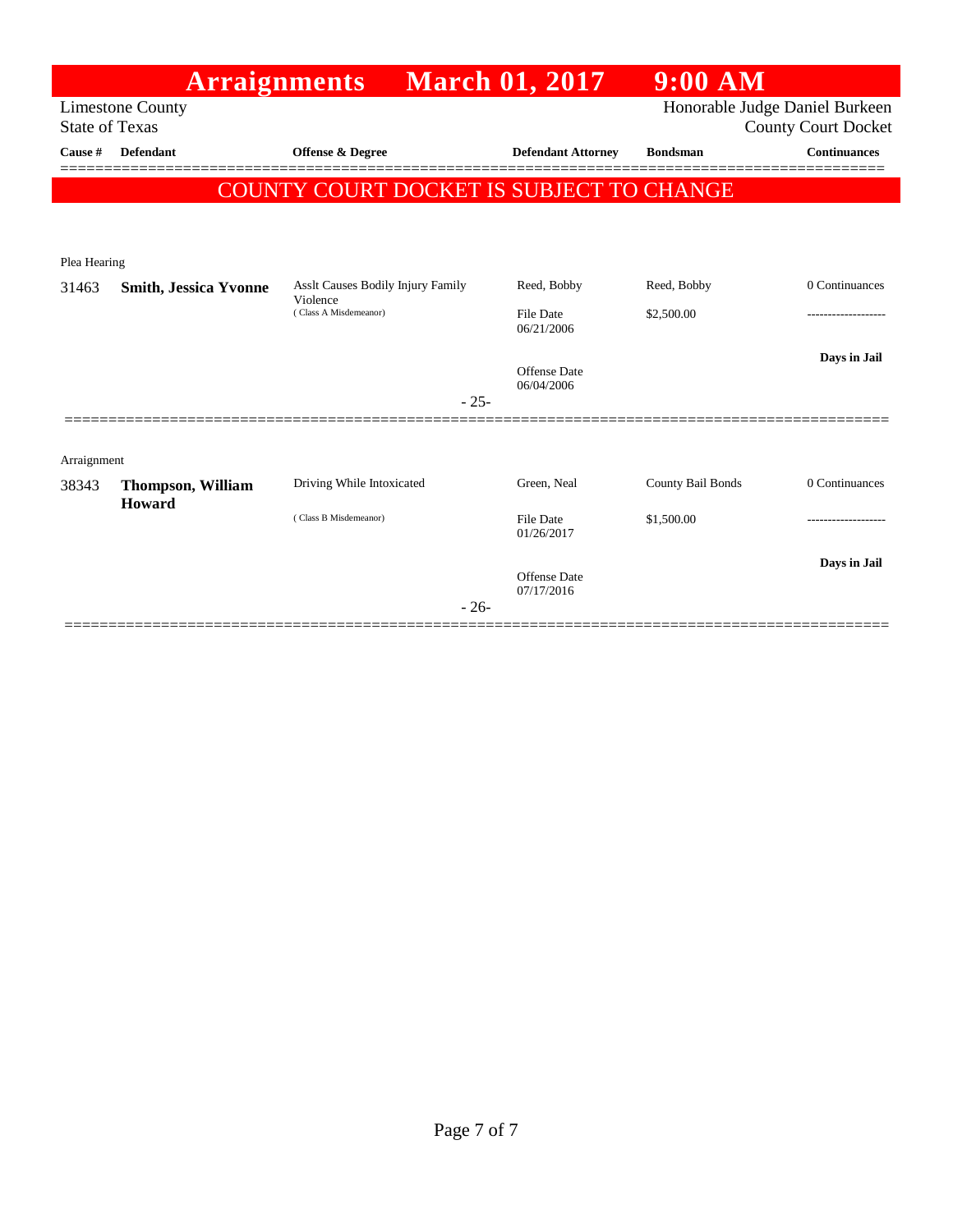# Arraignments March 01, 2017 9:00 AM

Limestone County
State of Texas

Honorable Judge Daniel Burkeen
County Court Docket

| Cause # | Defendant | Offense & Degree | Defendant Attorney | Bondsman | Continuances |
|---|---|---|---|---|---|

**COUNTY COURT DOCKET IS SUBJECT TO CHANGE**

Plea Hearing

| Cause # | Defendant | Offense & Degree | Defendant Attorney | Bondsman | Continuances |
|---|---|---|---|---|---|
| 31463 | **Smith, Jessica Yvonne** | Asslt Causes Bodily Injury Family Violence (Class A Misdemeanor) | Reed, Bobby | Reed, Bobby | 0 Continuances |
| | | | File Date 06/21/2006 | $2,500.00 | ------------------- |
| | | | Offense Date 06/04/2006 | | **Days in Jail** |

- 25-

Arraignment

| Cause # | Defendant | Offense & Degree | Defendant Attorney | Bondsman | Continuances |
|---|---|---|---|---|---|
| 38343 | **Thompson, William Howard** | Driving While Intoxicated (Class B Misdemeanor) | Green, Neal | County Bail Bonds | 0 Continuances |
| | | | File Date 01/26/2017 | $1,500.00 | ------------------- |
| | | | Offense Date 07/17/2016 | | **Days in Jail** |

- 26-